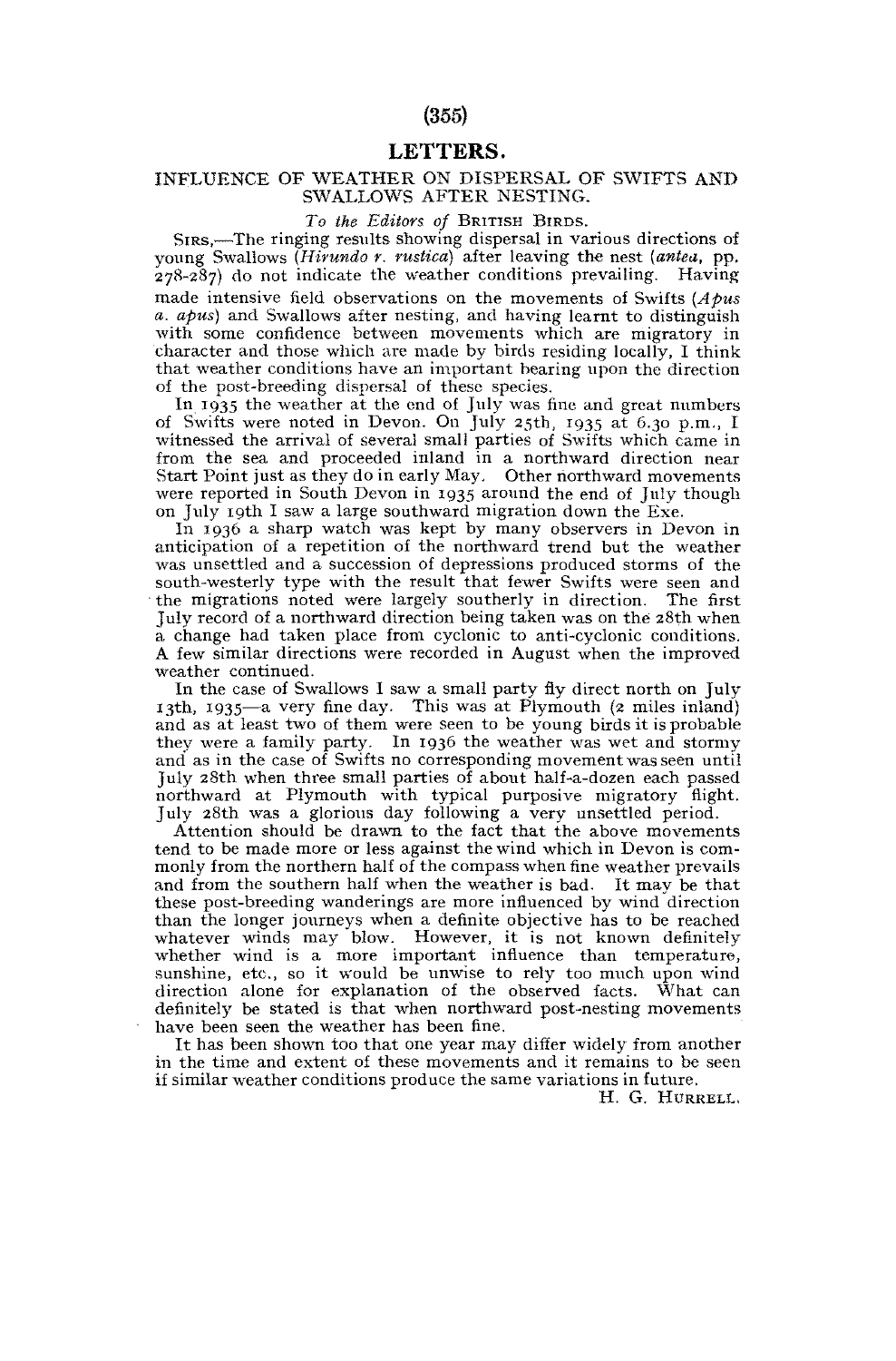# LETTERS.

## INFLUENCE OF WEATHER ON DISPERSAL OF SWIFTS AND SWALLOWS AFTER NESTING.

*To the Editors of* BRITISH BIRDS.

SIRS,—The ringing results showing dispersal in various directions of young Swallows (*Hirundo r. rustica*) after leaving the nest (*antea*, pp. 278-287) do not indicate the weather conditions prevailing. Having made intensive field observations on the movements of Swifts (*Apus a. apus*) and Swallows after nesting, and having learnt to distinguish with some confidence between movements which are migratory in character and those which are made by birds residing locally, I think that weather conditions have an important bearing upon the direction of the post-breeding dispersal of these species.

In 1935 the weather at the end of July was fine and great numbers of Swifts were noted in Devon. On July 25th, 1935 at 6.30 p.m., I witnessed the arrival of several small parties of Swifts which came in from the sea and proceeded inland in a northward direction near Start Point just as they do in early May. Other northward movements were reported in South Devon in 1935 around the end of July though on July 19th I saw a large southward migration down the Exe.

In 1936 a sharp watch was kept by many observers in Devon in anticipation of a repetition of the northward trend but the weather was unsettled and a succession of depressions produced storms of the south-westerly type with the result that fewer Swifts were seen and the migrations noted were largely southerly in direction. The first July record of a northward direction being taken was on the 28th when a change had taken place from cyclonic to anti-cyclonic conditions. A few similar directions were recorded in August when the improved weather continued.

In the case of Swallows I saw a small party fly direct north on July 13th, 1935—a very fine day. This was at Plymouth (2 miles inland) and as at least two of them were seen to be young birds it is probable they were a family party. In 1936 the weather was wet and stormy and as in the case of Swifts no corresponding movement was seen until July 28th when three small parties of about half-a-dozen each passed northward at Plymouth with typical purposive migratory flight. July 28th was a glorious day following a very unsettled period.

Attention should be drawn to the fact that the above movements tend to be made more or less against the wind which in Devon is commonly from the northern half of the compass when fine weather prevails and from the southern half when the weather is bad. It may be that these post-breeding wanderings are more influenced by wind direction than the longer journeys when a definite objective has to be reached whatever winds may blow. However, it is not known definitely whether wind is a more important influence than temperature, sunshine, etc., so it would be unwise to rely too much upon wind direction alone for explanation of the observed facts. What can definitely be stated is that when northward post-nesting movements have been seen the weather has been fine.

It has been shown too that one year may differ widely from another in the time and extent of these movements and it remains to be seen if similar weather conditions produce the same variations in future.

H. G. HURRELL.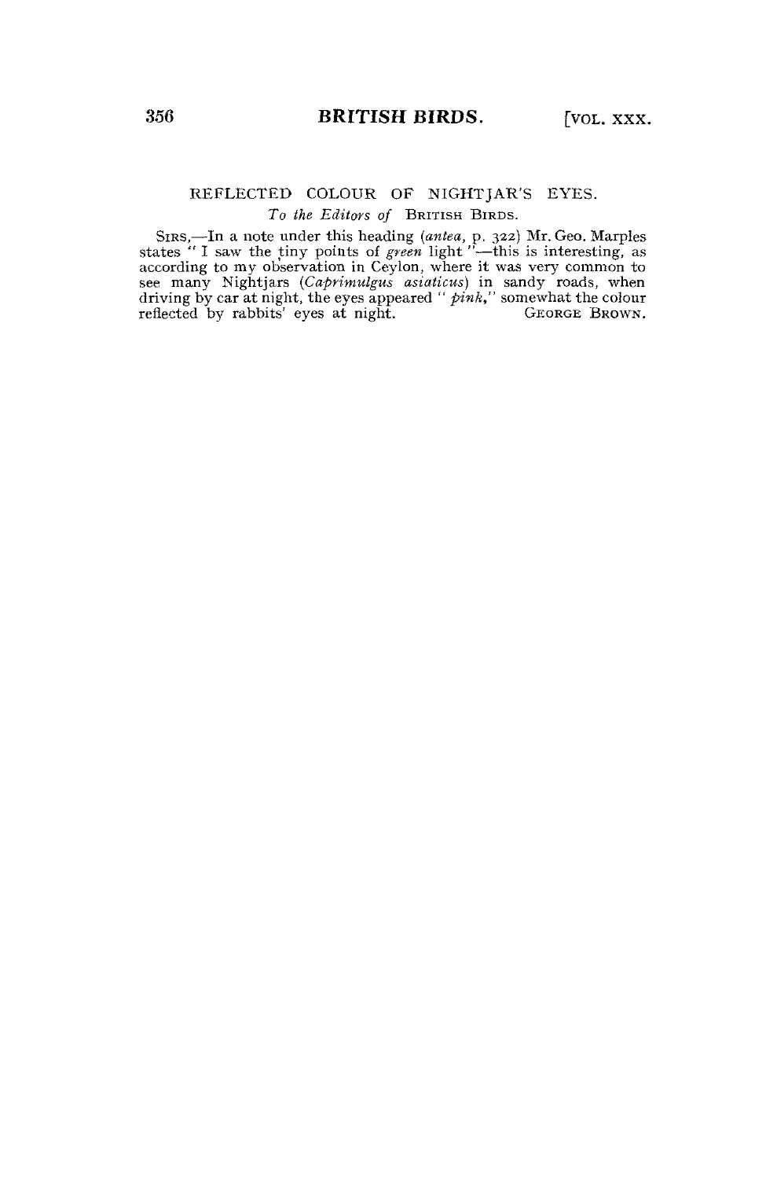## REFLECTED COLOUR OF NIGHTJAR'S EYES.

*To the Editors of* BRITISH BIRDS.

SIRS,—In a note under this heading (*antea*, p. 322) Mr. Geo. Marples states " I saw the tiny points of *green* light "—this is interesting, as according to my observation in Ceylon, where it was very common to see many Nightjars (*Caprimulgus asiaticus*) in sandy roads, when driving by car at night, the eyes appeared " *pink*," somewhat the colour reflected by rabbits' eyes at night. GEORGE BROWN.